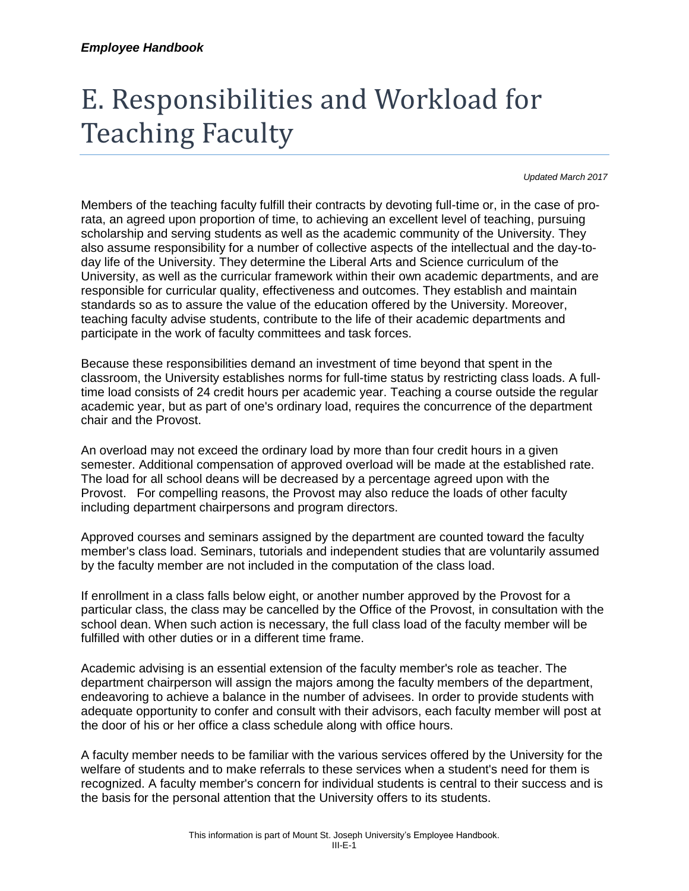# E. Responsibilities and Workload for Teaching Faculty

*Updated March 2017*

Members of the teaching faculty fulfill their contracts by devoting full-time or, in the case of pro-rata, an agreed upon proportion of time, to achieving an excellent level of teaching, pursuing scholarship and serving students as well as the academic community of the University. They also assume responsibility for a number of collective aspects of the intellectual and the day-to-day life of the University. They determine the Liberal Arts and Science curriculum of the University, as well as the curricular framework within their own academic departments, and are responsible for curricular quality, effectiveness and outcomes. They establish and maintain standards so as to assure the value of the education offered by the University. Moreover, teaching faculty advise students, contribute to the life of their academic departments and participate in the work of faculty committees and task forces.

Because these responsibilities demand an investment of time beyond that spent in the classroom, the University establishes norms for full-time status by restricting class loads. A full-time load consists of 24 credit hours per academic year. Teaching a course outside the regular academic year, but as part of one's ordinary load, requires the concurrence of the department chair and the Provost.

An overload may not exceed the ordinary load by more than four credit hours in a given semester. Additional compensation of approved overload will be made at the established rate. The load for all school deans will be decreased by a percentage agreed upon with the Provost. For compelling reasons, the Provost may also reduce the loads of other faculty including department chairpersons and program directors.

Approved courses and seminars assigned by the department are counted toward the faculty member's class load. Seminars, tutorials and independent studies that are voluntarily assumed by the faculty member are not included in the computation of the class load.

If enrollment in a class falls below eight, or another number approved by the Provost for a particular class, the class may be cancelled by the Office of the Provost, in consultation with the school dean. When such action is necessary, the full class load of the faculty member will be fulfilled with other duties or in a different time frame.

Academic advising is an essential extension of the faculty member's role as teacher. The department chairperson will assign the majors among the faculty members of the department, endeavoring to achieve a balance in the number of advisees. In order to provide students with adequate opportunity to confer and consult with their advisors, each faculty member will post at the door of his or her office a class schedule along with office hours.

A faculty member needs to be familiar with the various services offered by the University for the welfare of students and to make referrals to these services when a student's need for them is recognized. A faculty member's concern for individual students is central to their success and is the basis for the personal attention that the University offers to its students.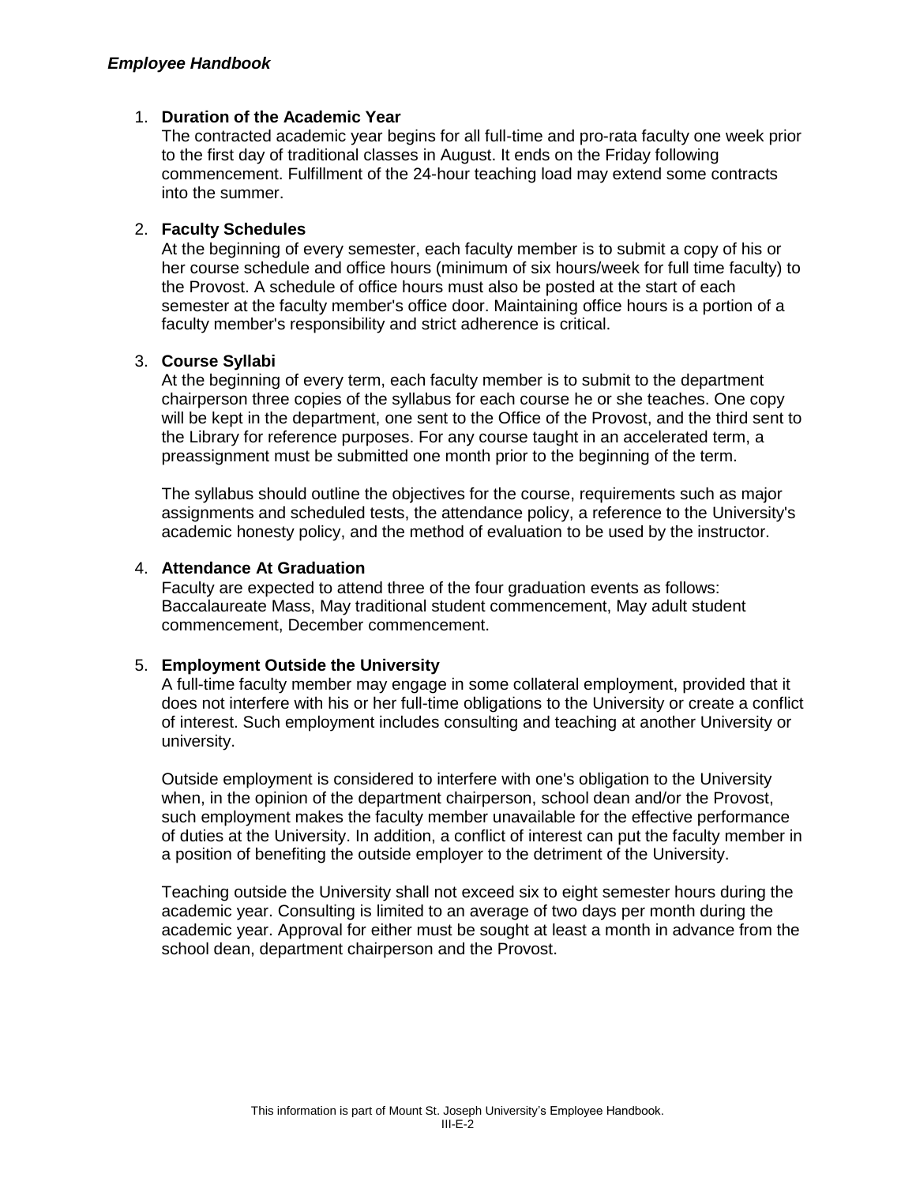1. **Duration of the Academic Year**
   The contracted academic year begins for all full-time and pro-rata faculty one week prior to the first day of traditional classes in August. It ends on the Friday following commencement. Fulfillment of the 24-hour teaching load may extend some contracts into the summer.

2. **Faculty Schedules**
   At the beginning of every semester, each faculty member is to submit a copy of his or her course schedule and office hours (minimum of six hours/week for full time faculty) to the Provost. A schedule of office hours must also be posted at the start of each semester at the faculty member's office door. Maintaining office hours is a portion of a faculty member's responsibility and strict adherence is critical.

3. **Course Syllabi**
   At the beginning of every term, each faculty member is to submit to the department chairperson three copies of the syllabus for each course he or she teaches. One copy will be kept in the department, one sent to the Office of the Provost, and the third sent to the Library for reference purposes. For any course taught in an accelerated term, a preassignment must be submitted one month prior to the beginning of the term.

   The syllabus should outline the objectives for the course, requirements such as major assignments and scheduled tests, the attendance policy, a reference to the University's academic honesty policy, and the method of evaluation to be used by the instructor.

4. **Attendance At Graduation**
   Faculty are expected to attend three of the four graduation events as follows: Baccalaureate Mass, May traditional student commencement, May adult student commencement, December commencement.

5. **Employment Outside the University**
   A full-time faculty member may engage in some collateral employment, provided that it does not interfere with his or her full-time obligations to the University or create a conflict of interest. Such employment includes consulting and teaching at another University or university.

   Outside employment is considered to interfere with one's obligation to the University when, in the opinion of the department chairperson, school dean and/or the Provost, such employment makes the faculty member unavailable for the effective performance of duties at the University. In addition, a conflict of interest can put the faculty member in a position of benefiting the outside employer to the detriment of the University.

   Teaching outside the University shall not exceed six to eight semester hours during the academic year. Consulting is limited to an average of two days per month during the academic year. Approval for either must be sought at least a month in advance from the school dean, department chairperson and the Provost.